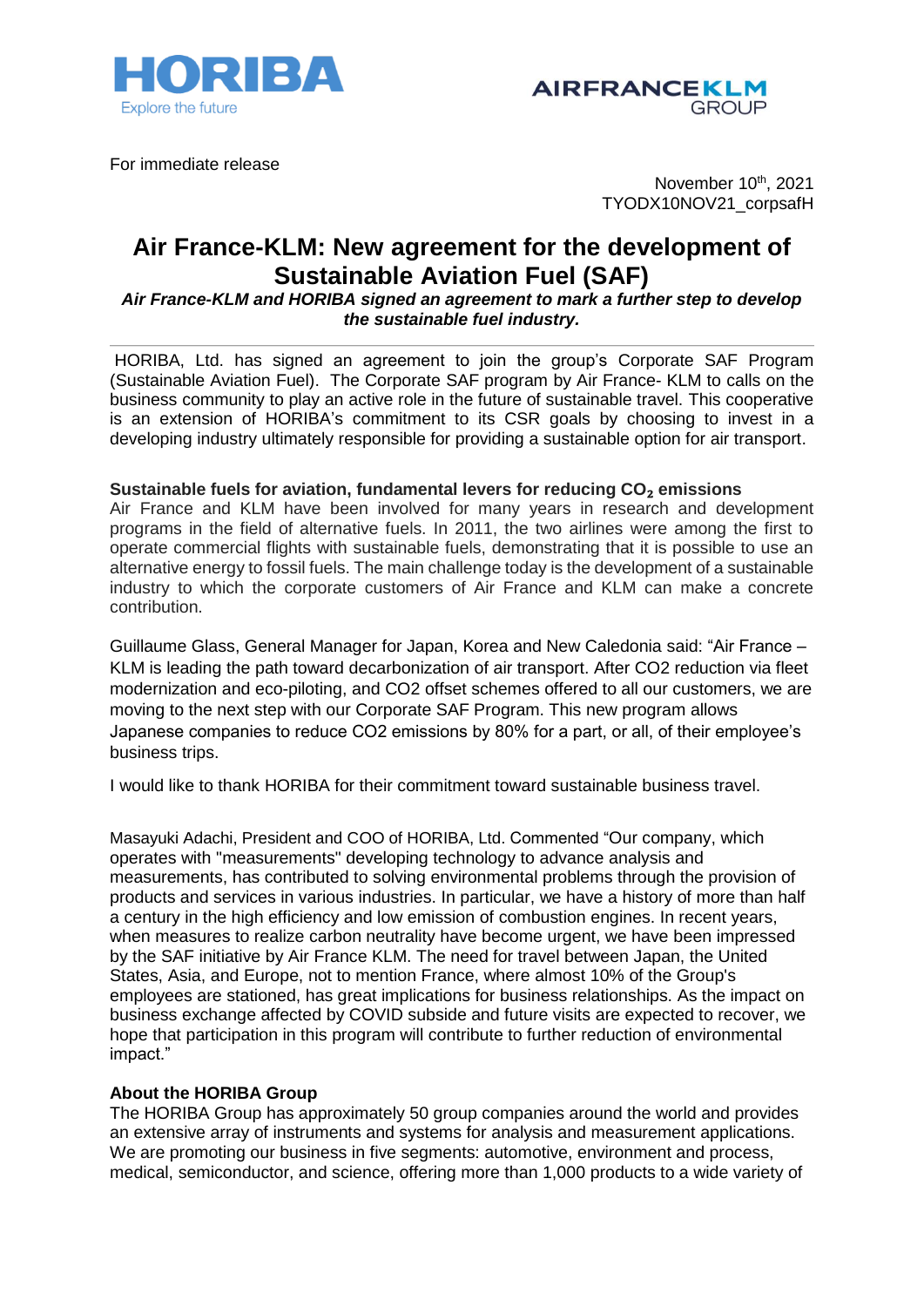HORIBA
Explore the future

AIRFRANCEKLM
GROUP

For immediate release

November 10th, 2021
TYODX10NOV21_corpsafH

# Air France-KLM: New agreement for the development of Sustainable Aviation Fuel (SAF)

***Air France-KLM and HORIBA signed an agreement to mark a further step to develop the sustainable fuel industry.***

---

HORIBA, Ltd. has signed an agreement to join the group's Corporate SAF Program (Sustainable Aviation Fuel). The Corporate SAF program by Air France- KLM to calls on the business community to play an active role in the future of sustainable travel. This cooperative is an extension of HORIBA's commitment to its CSR goals by choosing to invest in a developing industry ultimately responsible for providing a sustainable option for air transport.

**Sustainable fuels for aviation, fundamental levers for reducing $CO_2$ emissions**

Air France and KLM have been involved for many years in research and development programs in the field of alternative fuels. In 2011, the two airlines were among the first to operate commercial flights with sustainable fuels, demonstrating that it is possible to use an alternative energy to fossil fuels. The main challenge today is the development of a sustainable industry to which the corporate customers of Air France and KLM can make a concrete contribution.

Guillaume Glass, General Manager for Japan, Korea and New Caledonia said: "Air France – KLM is leading the path toward decarbonization of air transport. After CO2 reduction via fleet modernization and eco-piloting, and CO2 offset schemes offered to all our customers, we are moving to the next step with our Corporate SAF Program. This new program allows Japanese companies to reduce CO2 emissions by 80% for a part, or all, of their employee's business trips.

I would like to thank HORIBA for their commitment toward sustainable business travel.

Masayuki Adachi, President and COO of HORIBA, Ltd. Commented "Our company, which operates with "measurements" developing technology to advance analysis and measurements, has contributed to solving environmental problems through the provision of products and services in various industries. In particular, we have a history of more than half a century in the high efficiency and low emission of combustion engines. In recent years, when measures to realize carbon neutrality have become urgent, we have been impressed by the SAF initiative by Air France KLM. The need for travel between Japan, the United States, Asia, and Europe, not to mention France, where almost 10% of the Group's employees are stationed, has great implications for business relationships. As the impact on business exchange affected by COVID subside and future visits are expected to recover, we hope that participation in this program will contribute to further reduction of environmental impact."

**About the HORIBA Group**

The HORIBA Group has approximately 50 group companies around the world and provides an extensive array of instruments and systems for analysis and measurement applications. We are promoting our business in five segments: automotive, environment and process, medical, semiconductor, and science, offering more than 1,000 products to a wide variety of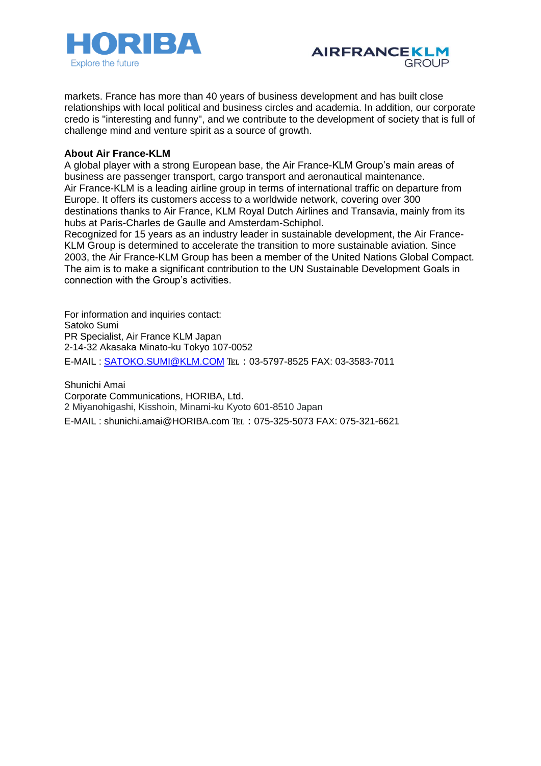markets. France has more than 40 years of business development and has built close relationships with local political and business circles and academia. In addition, our corporate credo is "interesting and funny", and we contribute to the development of society that is full of challenge mind and venture spirit as a source of growth.

**About Air France-KLM**

A global player with a strong European base, the Air France-KLM Group's main areas of business are passenger transport, cargo transport and aeronautical maintenance.
Air France-KLM is a leading airline group in terms of international traffic on departure from Europe. It offers its customers access to a worldwide network, covering over 300 destinations thanks to Air France, KLM Royal Dutch Airlines and Transavia, mainly from its hubs at Paris-Charles de Gaulle and Amsterdam-Schiphol.
Recognized for 15 years as an industry leader in sustainable development, the Air France-KLM Group is determined to accelerate the transition to more sustainable aviation. Since 2003, the Air France-KLM Group has been a member of the United Nations Global Compact. The aim is to make a significant contribution to the UN Sustainable Development Goals in connection with the Group's activities.

For information and inquiries contact:
Satoko Sumi
PR Specialist, Air France KLM Japan
2-14-32 Akasaka Minato-ku Tokyo 107-0052
E-MAIL : SATOKO.SUMI@KLM.COM TEL：03-5797-8525 FAX: 03-3583-7011

Shunichi Amai
Corporate Communications, HORIBA, Ltd.
2 Miyanohigashi, Kisshoin, Minami-ku Kyoto 601-8510 Japan
E-MAIL : shunichi.amai@HORIBA.com TEL：075-325-5073 FAX: 075-321-6621